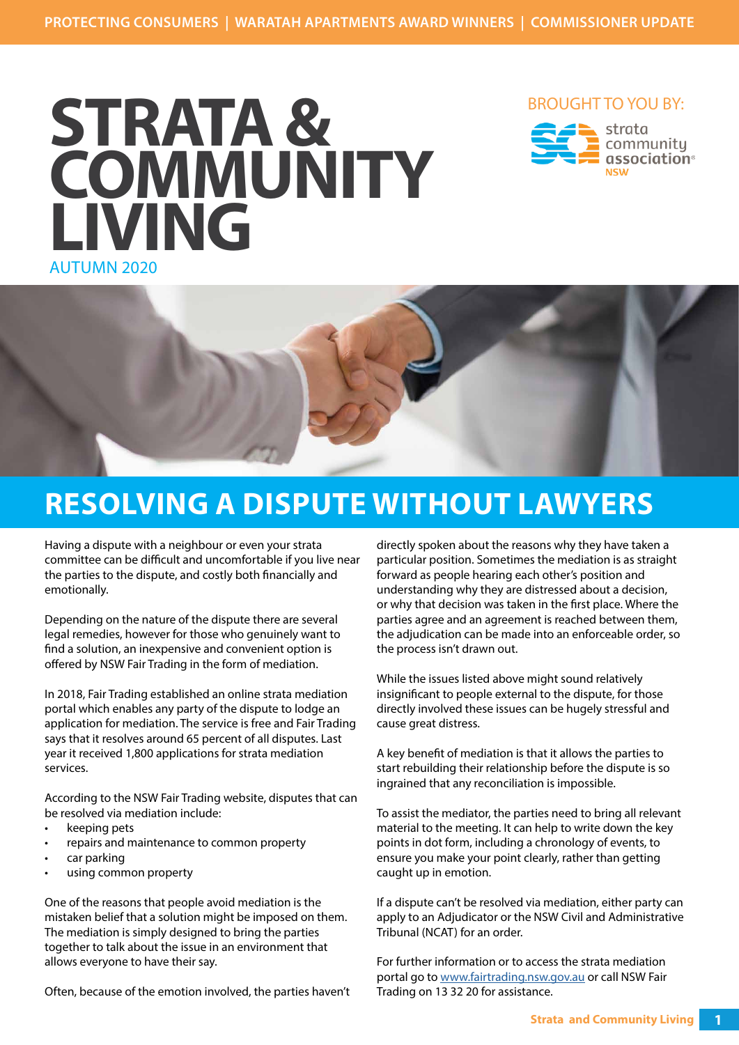PROTECTING CONSUMERS | WARATAH APARTMENTS AWARD WINNERS | COMMISSIONER UPDATE

# STRATA & COMMUNITY LIVING

AUTUMN 2020

BROUGHT TO YOU BY: strata community association NSW

## RESOLVING A DISPUTE WITHOUT LAWYERS

Having a dispute with a neighbour or even your strata committee can be difficult and uncomfortable if you live near the parties to the dispute, and costly both financially and emotionally.

Depending on the nature of the dispute there are several legal remedies, however for those who genuinely want to find a solution, an inexpensive and convenient option is offered by NSW Fair Trading in the form of mediation.

In 2018, Fair Trading established an online strata mediation portal which enables any party of the dispute to lodge an application for mediation. The service is free and Fair Trading says that it resolves around 65 percent of all disputes. Last year it received 1,800 applications for strata mediation services.

According to the NSW Fair Trading website, disputes that can be resolved via mediation include:

- keeping pets
- repairs and maintenance to common property
- car parking
- using common property

One of the reasons that people avoid mediation is the mistaken belief that a solution might be imposed on them. The mediation is simply designed to bring the parties together to talk about the issue in an environment that allows everyone to have their say.

Often, because of the emotion involved, the parties haven't directly spoken about the reasons why they have taken a particular position. Sometimes the mediation is as straight forward as people hearing each other's position and understanding why they are distressed about a decision, or why that decision was taken in the first place. Where the parties agree and an agreement is reached between them, the adjudication can be made into an enforceable order, so the process isn't drawn out.

While the issues listed above might sound relatively insignificant to people external to the dispute, for those directly involved these issues can be hugely stressful and cause great distress.

A key benefit of mediation is that it allows the parties to start rebuilding their relationship before the dispute is so ingrained that any reconciliation is impossible.

To assist the mediator, the parties need to bring all relevant material to the meeting. It can help to write down the key points in dot form, including a chronology of events, to ensure you make your point clearly, rather than getting caught up in emotion.

If a dispute can't be resolved via mediation, either party can apply to an Adjudicator or the NSW Civil and Administrative Tribunal (NCAT) for an order.

For further information or to access the strata mediation portal go to www.fairtrading.nsw.gov.au or call NSW Fair Trading on 13 32 20 for assistance.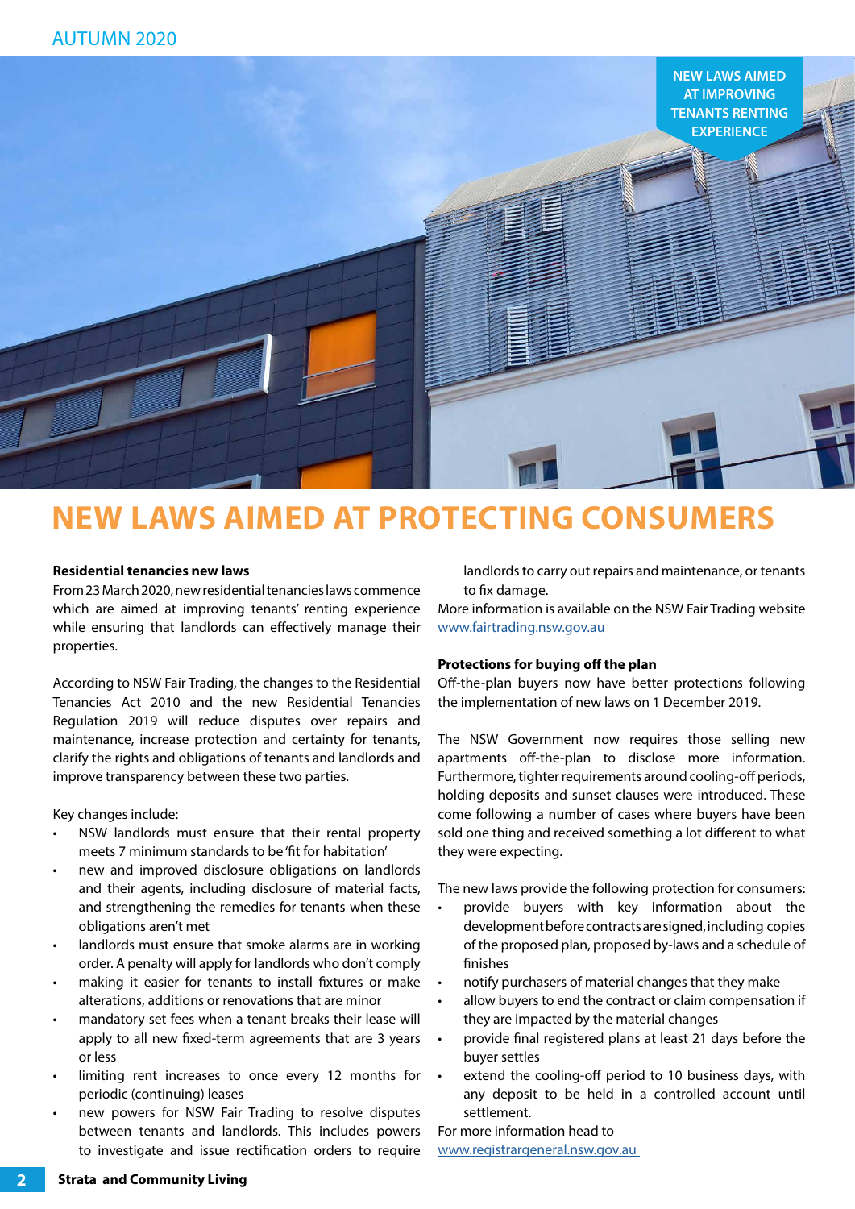NEW LAWS AIMED AT IMPROVING TENANTS RENTING EXPERIENCE

# NEW LAWS AIMED AT PROTECTING CONSUMERS

**Residential tenancies new laws**

From 23 March 2020, new residential tenancies laws commence which are aimed at improving tenants' renting experience while ensuring that landlords can effectively manage their properties.

According to NSW Fair Trading, the changes to the Residential Tenancies Act 2010 and the new Residential Tenancies Regulation 2019 will reduce disputes over repairs and maintenance, increase protection and certainty for tenants, clarify the rights and obligations of tenants and landlords and improve transparency between these two parties.

Key changes include:

- NSW landlords must ensure that their rental property meets 7 minimum standards to be 'fit for habitation'
- new and improved disclosure obligations on landlords and their agents, including disclosure of material facts, and strengthening the remedies for tenants when these obligations aren't met
- landlords must ensure that smoke alarms are in working order. A penalty will apply for landlords who don't comply
- making it easier for tenants to install fixtures or make alterations, additions or renovations that are minor
- mandatory set fees when a tenant breaks their lease will apply to all new fixed-term agreements that are 3 years or less
- limiting rent increases to once every 12 months for periodic (continuing) leases
- new powers for NSW Fair Trading to resolve disputes between tenants and landlords. This includes powers to investigate and issue rectification orders to require landlords to carry out repairs and maintenance, or tenants to fix damage.

More information is available on the NSW Fair Trading website www.fairtrading.nsw.gov.au

**Protections for buying off the plan**

Off-the-plan buyers now have better protections following the implementation of new laws on 1 December 2019.

The NSW Government now requires those selling new apartments off-the-plan to disclose more information. Furthermore, tighter requirements around cooling-off periods, holding deposits and sunset clauses were introduced. These come following a number of cases where buyers have been sold one thing and received something a lot different to what they were expecting.

The new laws provide the following protection for consumers:

- provide buyers with key information about the development before contracts are signed, including copies of the proposed plan, proposed by-laws and a schedule of finishes
- notify purchasers of material changes that they make
- allow buyers to end the contract or claim compensation if they are impacted by the material changes
- provide final registered plans at least 21 days before the buyer settles
- extend the cooling-off period to 10 business days, with any deposit to be held in a controlled account until settlement.

For more information head to www.registrargeneral.nsw.gov.au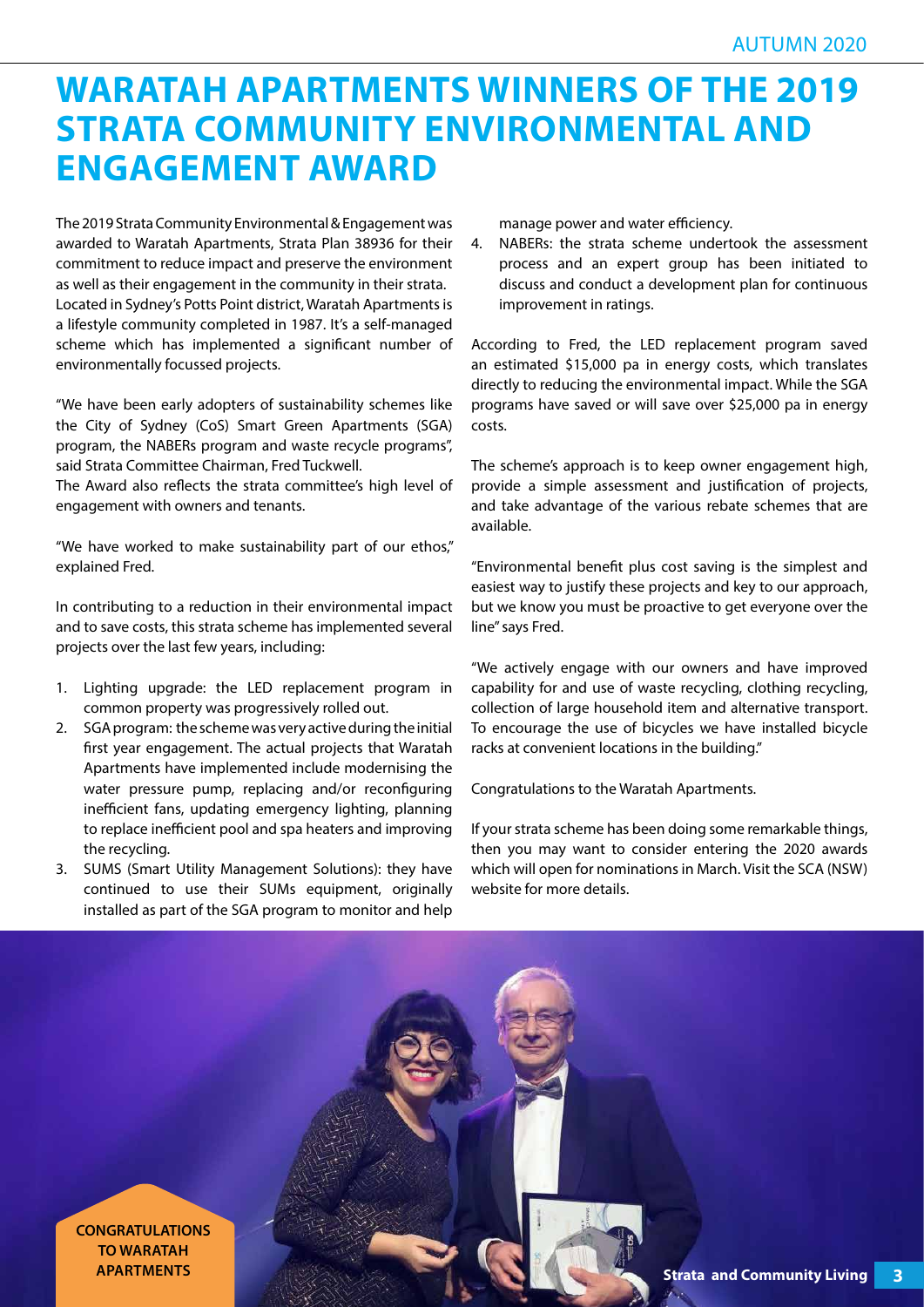# WARATAH APARTMENTS WINNERS OF THE 2019 STRATA COMMUNITY ENVIRONMENTAL AND ENGAGEMENT AWARD

The 2019 Strata Community Environmental & Engagement was awarded to Waratah Apartments, Strata Plan 38936 for their commitment to reduce impact and preserve the environment as well as their engagement in the community in their strata. Located in Sydney's Potts Point district, Waratah Apartments is a lifestyle community completed in 1987. It's a self-managed scheme which has implemented a significant number of environmentally focussed projects.

"We have been early adopters of sustainability schemes like the City of Sydney (CoS) Smart Green Apartments (SGA) program, the NABERs program and waste recycle programs", said Strata Committee Chairman, Fred Tuckwell.

The Award also reflects the strata committee's high level of engagement with owners and tenants.

"We have worked to make sustainability part of our ethos," explained Fred.

In contributing to a reduction in their environmental impact and to save costs, this strata scheme has implemented several projects over the last few years, including:

1. Lighting upgrade: the LED replacement program in common property was progressively rolled out.
2. SGA program: the scheme was very active during the initial first year engagement. The actual projects that Waratah Apartments have implemented include modernising the water pressure pump, replacing and/or reconfiguring inefficient fans, updating emergency lighting, planning to replace inefficient pool and spa heaters and improving the recycling.
3. SUMS (Smart Utility Management Solutions): they have continued to use their SUMs equipment, originally installed as part of the SGA program to monitor and help manage power and water efficiency.
4. NABERs: the strata scheme undertook the assessment process and an expert group has been initiated to discuss and conduct a development plan for continuous improvement in ratings.

According to Fred, the LED replacement program saved an estimated $15,000 pa in energy costs, which translates directly to reducing the environmental impact. While the SGA programs have saved or will save over $25,000 pa in energy costs.

The scheme's approach is to keep owner engagement high, provide a simple assessment and justification of projects, and take advantage of the various rebate schemes that are available.

"Environmental benefit plus cost saving is the simplest and easiest way to justify these projects and key to our approach, but we know you must be proactive to get everyone over the line" says Fred.

"We actively engage with our owners and have improved capability for and use of waste recycling, clothing recycling, collection of large household item and alternative transport. To encourage the use of bicycles we have installed bicycle racks at convenient locations in the building."

Congratulations to the Waratah Apartments.

If your strata scheme has been doing some remarkable things, then you may want to consider entering the 2020 awards which will open for nominations in March. Visit the SCA (NSW) website for more details.

**CONGRATULATIONS TO WARATAH APARTMENTS**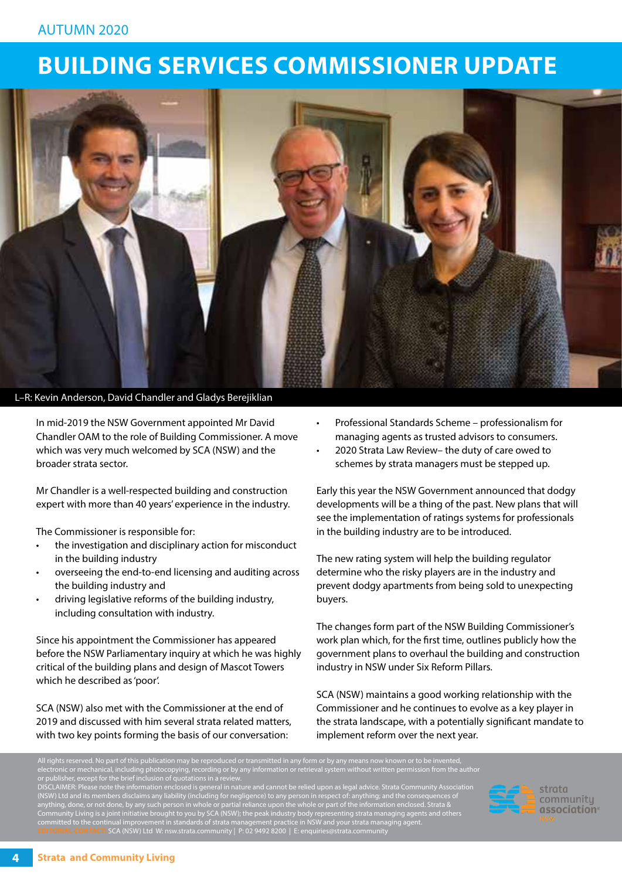AUTUMN 2020

# BUILDING SERVICES COMMISSIONER UPDATE

L–R: Kevin Anderson, David Chandler and Gladys Berejiklian

In mid-2019 the NSW Government appointed Mr David Chandler OAM to the role of Building Commissioner. A move which was very much welcomed by SCA (NSW) and the broader strata sector.

Mr Chandler is a well-respected building and construction expert with more than 40 years' experience in the industry.

The Commissioner is responsible for:

- the investigation and disciplinary action for misconduct in the building industry
- overseeing the end-to-end licensing and auditing across the building industry and
- driving legislative reforms of the building industry, including consultation with industry.

Since his appointment the Commissioner has appeared before the NSW Parliamentary inquiry at which he was highly critical of the building plans and design of Mascot Towers which he described as 'poor'.

SCA (NSW) also met with the Commissioner at the end of 2019 and discussed with him several strata related matters, with two key points forming the basis of our conversation:

- Professional Standards Scheme – professionalism for managing agents as trusted advisors to consumers.
- 2020 Strata Law Review– the duty of care owed to schemes by strata managers must be stepped up.

Early this year the NSW Government announced that dodgy developments will be a thing of the past. New plans that will see the implementation of ratings systems for professionals in the building industry are to be introduced.

The new rating system will help the building regulator determine who the risky players are in the industry and prevent dodgy apartments from being sold to unexpecting buyers.

The changes form part of the NSW Building Commissioner's work plan which, for the first time, outlines publicly how the government plans to overhaul the building and construction industry in NSW under Six Reform Pillars.

SCA (NSW) maintains a good working relationship with the Commissioner and he continues to evolve as a key player in the strata landscape, with a potentially significant mandate to implement reform over the next year.

All rights reserved. No part of this publication may be reproduced or transmitted in any form or by any means now known or to be invented, electronic or mechanical, including photocopying, recording or by any information or retrieval system without written permission from the author or publisher, except for the brief inclusion of quotations in a review.
DISCLAIMER: Please note the information enclosed is general in nature and cannot be relied upon as legal advice. Strata Community Association (NSW) Ltd and its members disclaims any liability (including for negligence) to any person in respect of: anything; and the consequences of anything, done, or not done, by any such person in whole or partial reliance upon the whole or part of the information enclosed. Strata & Community Living is a joint initiative brought to you by SCA (NSW); the peak industry body representing strata managing agents and others committed to the continual improvement in standards of strata management practice in NSW and your strata managing agent.
EDITORIAL CONTACT: SCA (NSW) Ltd W: nsw.strata.community | P: 02 9492 8200 | E: enquiries@strata.community

strata community association NSW

Strata and Community Living